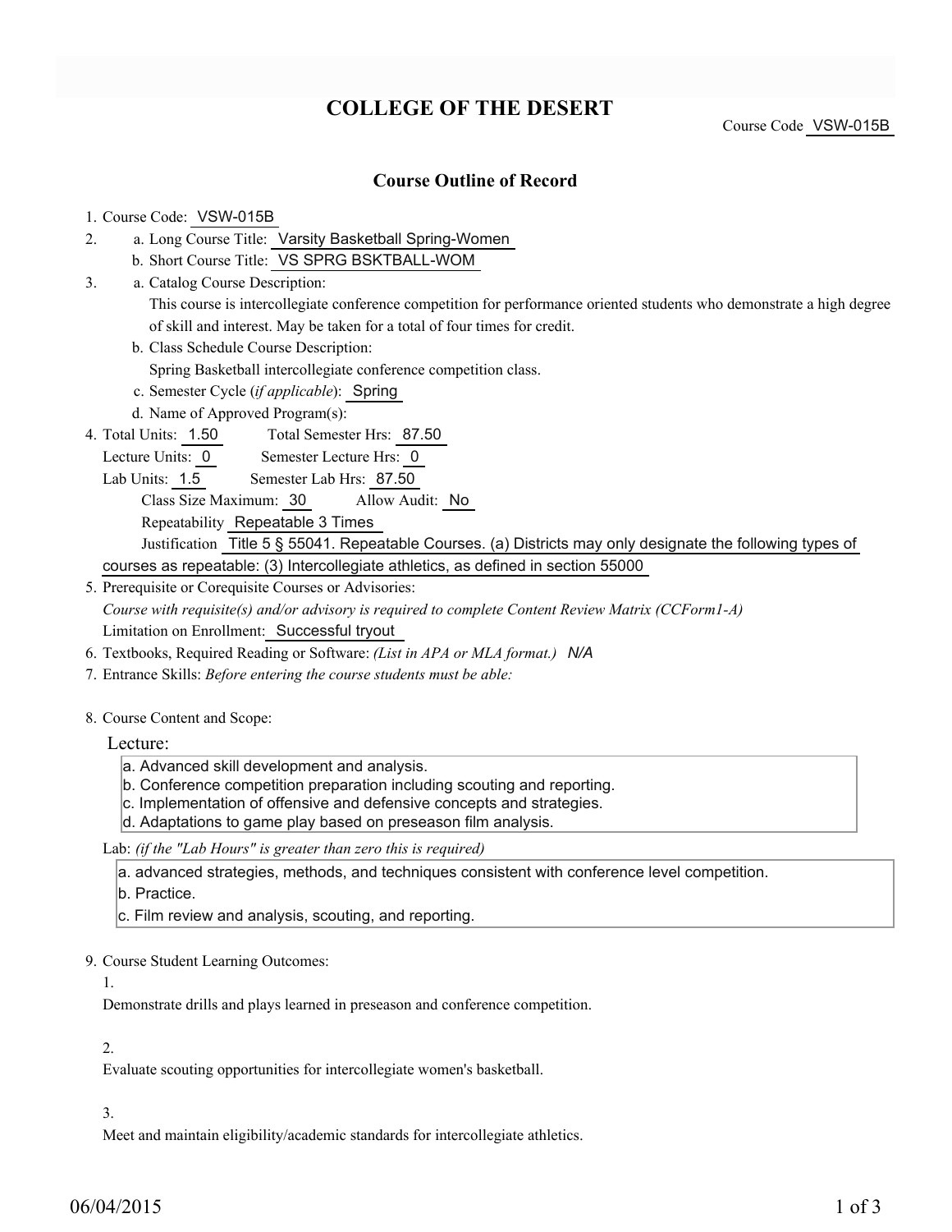# COLLEGE OF THE DESERT

Course Code VSW-015B

## Course Outline of Record

1. Course Code: VSW-015B
2. a. Long Course Title: Varsity Basketball Spring-Women
   b. Short Course Title: VS SPRG BSKTBALL-WOM
3. a. Catalog Course Description:
   This course is intercollegiate conference competition for performance oriented students who demonstrate a high degree of skill and interest. May be taken for a total of four times for credit.
   b. Class Schedule Course Description:
   Spring Basketball intercollegiate conference competition class.
   c. Semester Cycle (*if applicable*): Spring
   d. Name of Approved Program(s):
4. Total Units: 1.50 Total Semester Hrs: 87.50
   Lecture Units: 0 Semester Lecture Hrs: 0
   Lab Units: 1.5 Semester Lab Hrs: 87.50
   Class Size Maximum: 30 Allow Audit: No
   Repeatability Repeatable 3 Times
   Justification Title 5 § 55041. Repeatable Courses. (a) Districts may only designate the following types of courses as repeatable: (3) Intercollegiate athletics, as defined in section 55000
5. Prerequisite or Corequisite Courses or Advisories:
   *Course with requisite(s) and/or advisory is required to complete Content Review Matrix (CCForm1-A)*
   Limitation on Enrollment: Successful tryout
6. Textbooks, Required Reading or Software: *(List in APA or MLA format.)* *N/A*
7. Entrance Skills: *Before entering the course students must be able:*
8. Course Content and Scope:

   Lecture:

   a. Advanced skill development and analysis.
   b. Conference competition preparation including scouting and reporting.
   c. Implementation of offensive and defensive concepts and strategies.
   d. Adaptations to game play based on preseason film analysis.

   Lab: *(if the "Lab Hours" is greater than zero this is required)*

   a. advanced strategies, methods, and techniques consistent with conference level competition.
   b. Practice.
   c. Film review and analysis, scouting, and reporting.
9. Course Student Learning Outcomes:

   1. Demonstrate drills and plays learned in preseason and conference competition.

   2. Evaluate scouting opportunities for intercollegiate women's basketball.

   3. Meet and maintain eligibility/academic standards for intercollegiate athletics.

06/04/2015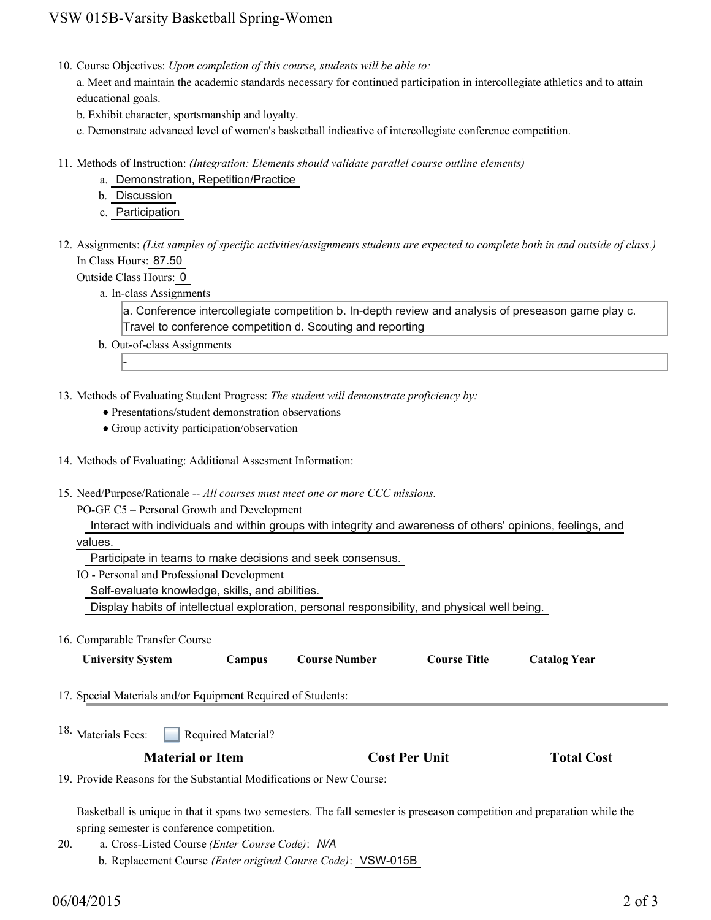10. Course Objectives: *Upon completion of this course, students will be able to:*

    a. Meet and maintain the academic standards necessary for continued participation in intercollegiate athletics and to attain educational goals.

    b. Exhibit character, sportsmanship and loyalty.

    c. Demonstrate advanced level of women's basketball indicative of intercollegiate conference competition.

11. Methods of Instruction: *(Integration: Elements should validate parallel course outline elements)*

    a. Demonstration, Repetition/Practice

    b. Discussion

    c. Participation

12. Assignments: *(List samples of specific activities/assignments students are expected to complete both in and outside of class.)*

    In Class Hours: 87.50

    Outside Class Hours: 0

    a. In-class Assignments

    a. Conference intercollegiate competition b. In-depth review and analysis of preseason game play c. Travel to conference competition d. Scouting and reporting

    b. Out-of-class Assignments

    -

13. Methods of Evaluating Student Progress: *The student will demonstrate proficiency by:*

    - Presentations/student demonstration observations
    - Group activity participation/observation

14. Methods of Evaluating: Additional Assesment Information:

15. Need/Purpose/Rationale -- *All courses must meet one or more CCC missions.*

    PO-GE C5 – Personal Growth and Development

    Interact with individuals and within groups with integrity and awareness of others' opinions, feelings, and values.

    Participate in teams to make decisions and seek consensus.

    IO - Personal and Professional Development

    Self-evaluate knowledge, skills, and abilities.

    Display habits of intellectual exploration, personal responsibility, and physical well being.

16. Comparable Transfer Course

| University System | Campus | Course Number | Course Title | Catalog Year |
|---|---|---|---|---|

17. Special Materials and/or Equipment Required of Students:

18. Materials Fees: ☐ Required Material?

| Material or Item | Cost Per Unit | Total Cost |
|---|---|---|

19. Provide Reasons for the Substantial Modifications or New Course:

    Basketball is unique in that it spans two semesters. The fall semester is preseason competition and preparation while the spring semester is conference competition.

20. a. Cross-Listed Course *(Enter Course Code)*: *N/A*

    b. Replacement Course *(Enter original Course Code)*: VSW-015B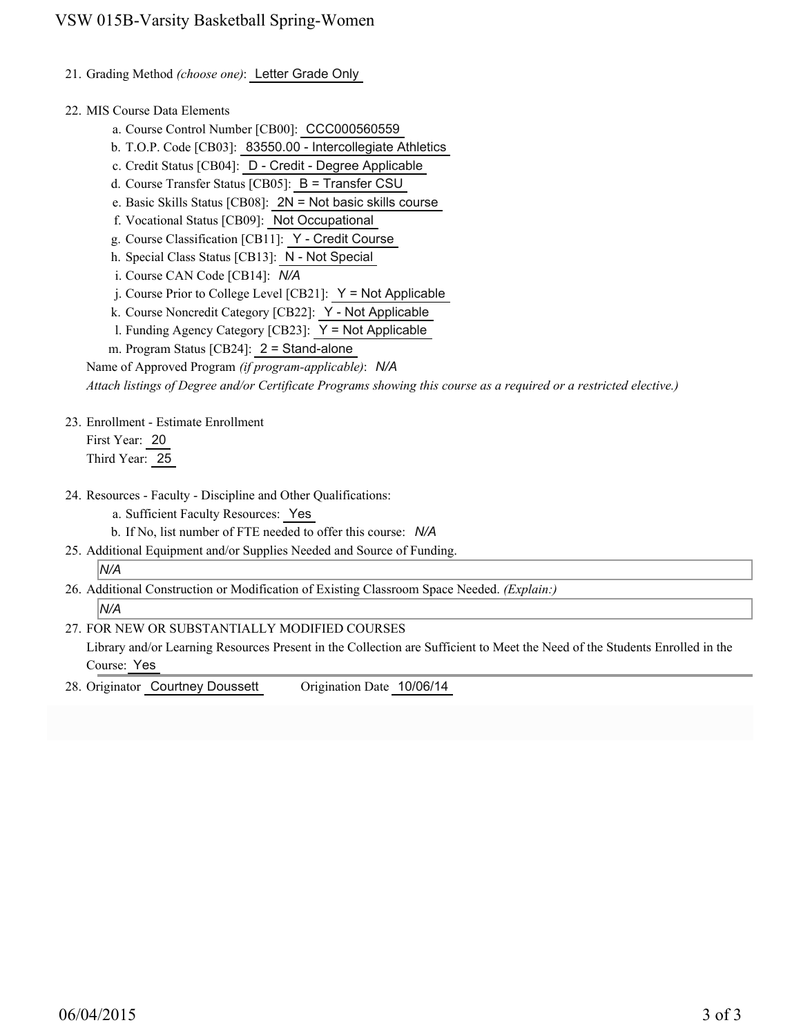21. Grading Method *(choose one)*: Letter Grade Only

22. MIS Course Data Elements
    a. Course Control Number [CB00]: CCC000560559
    b. T.O.P. Code [CB03]: 83550.00 - Intercollegiate Athletics
    c. Credit Status [CB04]: D - Credit - Degree Applicable
    d. Course Transfer Status [CB05]: B = Transfer CSU
    e. Basic Skills Status [CB08]: 2N = Not basic skills course
    f. Vocational Status [CB09]: Not Occupational
    g. Course Classification [CB11]: Y - Credit Course
    h. Special Class Status [CB13]: N - Not Special
    i. Course CAN Code [CB14]: *N/A*
    j. Course Prior to College Level [CB21]: Y = Not Applicable
    k. Course Noncredit Category [CB22]: Y - Not Applicable
    l. Funding Agency Category [CB23]: Y = Not Applicable
    m. Program Status [CB24]: 2 = Stand-alone

    Name of Approved Program *(if program-applicable)*: *N/A*

    *Attach listings of Degree and/or Certificate Programs showing this course as a required or a restricted elective.)*

23. Enrollment - Estimate Enrollment
    First Year: 20
    Third Year: 25

24. Resources - Faculty - Discipline and Other Qualifications:
    a. Sufficient Faculty Resources: Yes
    b. If No, list number of FTE needed to offer this course: *N/A*

25. Additional Equipment and/or Supplies Needed and Source of Funding.
    *N/A*

26. Additional Construction or Modification of Existing Classroom Space Needed. *(Explain:)*
    *N/A*

27. FOR NEW OR SUBSTANTIALLY MODIFIED COURSES
    Library and/or Learning Resources Present in the Collection are Sufficient to Meet the Need of the Students Enrolled in the Course: Yes

28. Originator Courtney Doussett Origination Date 10/06/14